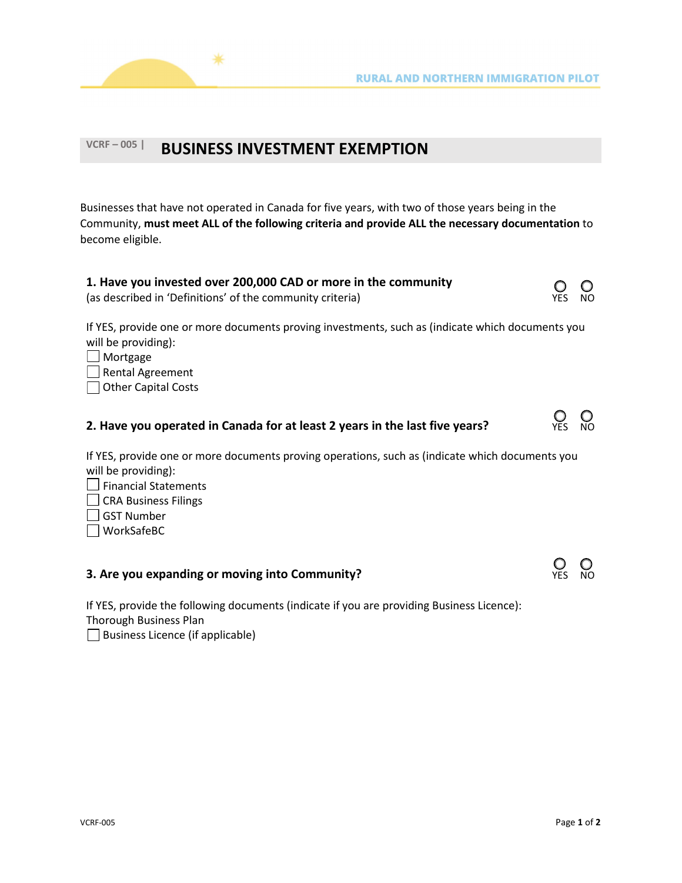RURAL AND NORTHERN IMMIGRATION PILOT

# VCRF – 005 | BUSINESS INVESTMENT EXEMPTION

Businesses that have not operated in Canada for five years, with two of those years being in the Community, **must meet ALL of the following criteria and provide ALL the necessary documentation** to become eligible.

**1. Have you invested over 200,000 CAD or more in the community**
(as described in 'Definitions' of the community criteria)

○ YES ○ NO

If YES, provide one or more documents proving investments, such as (indicate which documents you will be providing):

- ☐ Mortgage
- ☐ Rental Agreement
- ☐ Other Capital Costs

**2. Have you operated in Canada for at least 2 years in the last five years?**

○ YES ○ NO

If YES, provide one or more documents proving operations, such as (indicate which documents you will be providing):

- ☐ Financial Statements
- ☐ CRA Business Filings
- ☐ GST Number
- ☐ WorkSafeBC

**3. Are you expanding or moving into Community?**

○ YES ○ NO

If YES, provide the following documents (indicate if you are providing Business Licence):

Thorough Business Plan

- ☐ Business Licence (if applicable)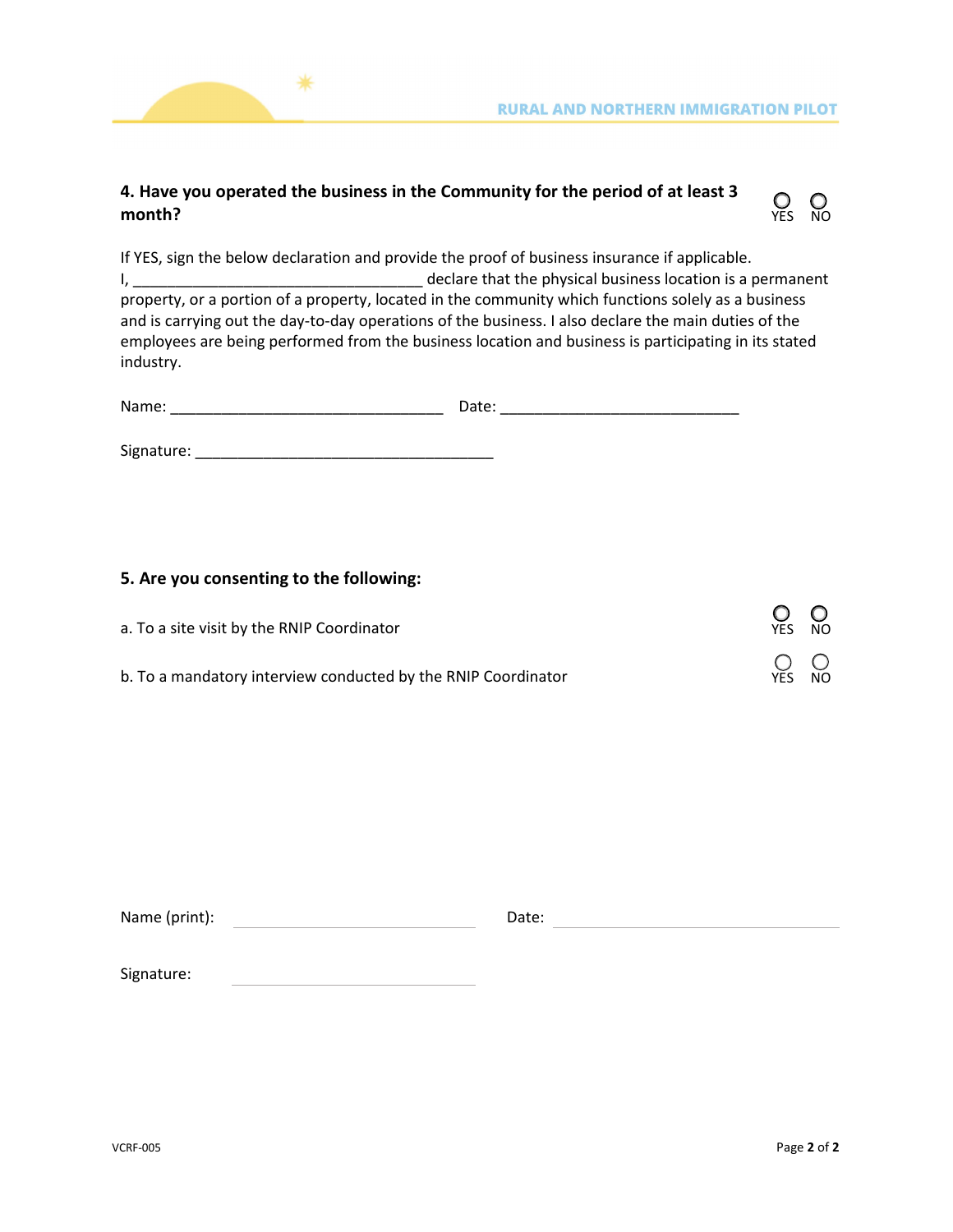**4. Have you operated the business in the Community for the period of at least 3 month?** ○ YES ○ NO

If YES, sign the below declaration and provide the proof of business insurance if applicable.
I, ___________________________________ declare that the physical business location is a permanent property, or a portion of a property, located in the community which functions solely as a business and is carrying out the day-to-day operations of the business. I also declare the main duties of the employees are being performed from the business location and business is participating in its stated industry.

Name: _________________________________ Date: _____________________________

Signature: ____________________________________

**5. Are you consenting to the following:**

a. To a site visit by the RNIP Coordinator ○ YES ○ NO

b. To a mandatory interview conducted by the RNIP Coordinator ○ YES ○ NO

Name (print): ______________________________ Date: ______________________________

Signature: ______________________________

VCRF-005